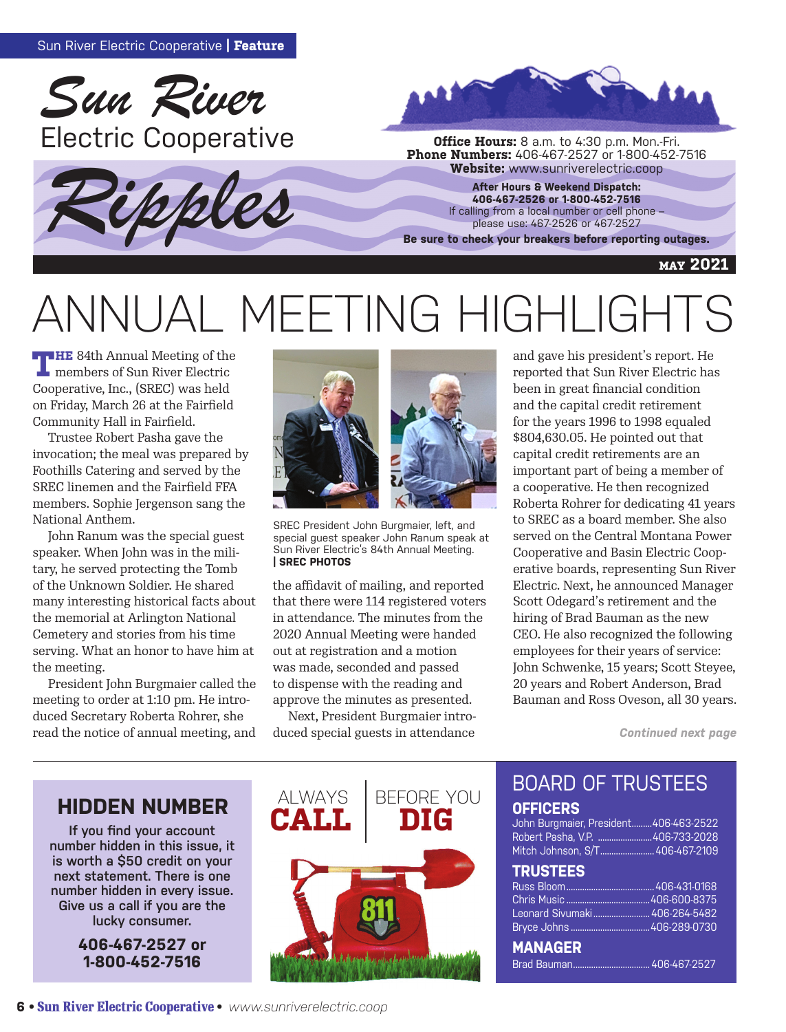Sun River Electric Cooperative | **Feature**

# Sun River Electric Cooperative Ripples

**Office Hours:** 8 a.m. to 4:30 p.m. Mon.-Fri.
**Phone Numbers:** 406-467-2527 or 1-800-452-7516
**Website:** www.sunriverelectric.coop

**After Hours & Weekend Dispatch:**
**406-467-2526 or 1-800-452-7516**
If calling from a local number or cell phone – please use: 467-2526 or 467-2527

**Be sure to check your breakers before reporting outages.**

MAY 2021

# ANNUAL MEETING HIGHLIGHTS

THE 84th Annual Meeting of the members of Sun River Electric Cooperative, Inc., (SREC) was held on Friday, March 26 at the Fairfield Community Hall in Fairfield.

Trustee Robert Pasha gave the invocation; the meal was prepared by Foothills Catering and served by the SREC linemen and the Fairfield FFA members. Sophie Jergenson sang the National Anthem.

John Ranum was the special guest speaker. When John was in the military, he served protecting the Tomb of the Unknown Soldier. He shared many interesting historical facts about the memorial at Arlington National Cemetery and stories from his time serving. What an honor to have him at the meeting.

President John Burgmaier called the meeting to order at 1:10 pm. He introduced Secretary Roberta Rohrer, she read the notice of annual meeting, and the affidavit of mailing, and reported that there were 114 registered voters in attendance. The minutes from the 2020 Annual Meeting were handed out at registration and a motion was made, seconded and passed to dispense with the reading and approve the minutes as presented.

SREC President John Burgmaier, left, and special guest speaker John Ranum speak at Sun River Electric's 84th Annual Meeting. | **SREC PHOTOS**

Next, President Burgmaier introduced special guests in attendance and gave his president's report. He reported that Sun River Electric has been in great financial condition and the capital credit retirement for the years 1996 to 1998 equaled \$804,630.05. He pointed out that capital credit retirements are an important part of being a member of a cooperative. He then recognized Roberta Rohrer for dedicating 41 years to SREC as a board member. She also served on the Central Montana Power Cooperative and Basin Electric Cooperative boards, representing Sun River Electric. Next, he announced Manager Scott Odegard's retirement and the hiring of Brad Bauman as the new CEO. He also recognized the following employees for their years of service: John Schwenke, 15 years; Scott Steyee, 20 years and Robert Anderson, Brad Bauman and Ross Oveson, all 30 years.

*Continued next page*

## HIDDEN NUMBER

If you find your account number hidden in this issue, it is worth a \$50 credit on your next statement. There is one number hidden in every issue. Give us a call if you are the lucky consumer.

**406-467-2527 or 1-800-452-7516**

ALWAYS **CALL** | BEFORE YOU **DIG**

811

## BOARD OF TRUSTEES

### OFFICERS

John Burgmaier, President......406-463-2522
Robert Pasha, V.P. ......406-733-2028
Mitch Johnson, S/T......406-467-2109

### TRUSTEES

Russ Bloom......406-431-0168
Chris Music......406-600-8375
Leonard Sivumaki......406-264-5482
Bryce Johns......406-289-0730

### MANAGER

Brad Bauman......406-467-2527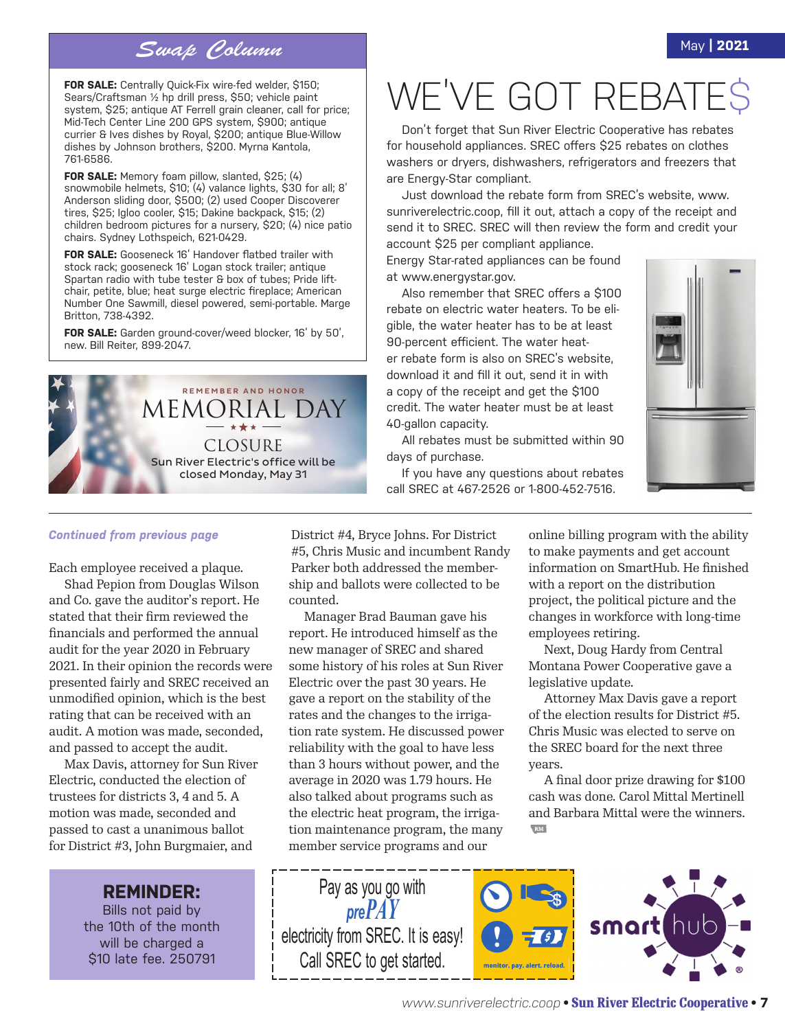## Swap Column

**FOR SALE:** Centrally Quick-Fix wire-fed welder, $150; Sears/Craftsman ½ hp drill press, $50; vehicle paint system, $25; antique AT Ferrell grain cleaner, call for price; Mid-Tech Center Line 200 GPS system, $900; antique currier & Ives dishes by Royal, $200; antique Blue-Willow dishes by Johnson brothers, $200. Myrna Kantola, 761-6586.

**FOR SALE:** Memory foam pillow, slanted, $25; (4) snowmobile helmets, $10; (4) valance lights, $30 for all; 8' Anderson sliding door, $500; (2) used Cooper Discoverer tires, $25; Igloo cooler, $15; Dakine backpack, $15; (2) children bedroom pictures for a nursery, $20; (4) nice patio chairs. Sydney Lothspeich, 621-0429.

**FOR SALE:** Gooseneck 16' Handover flatbed trailer with stock rack; gooseneck 16' Logan stock trailer; antique Spartan radio with tube tester & box of tubes; Pride lift-chair, petite, blue; heat surge electric fireplace; American Number One Sawmill, diesel powered, semi-portable. Marge Britton, 738-4392.

**FOR SALE:** Garden ground-cover/weed blocker, 16' by 50', new. Bill Reiter, 899-2047.

REMEMBER AND HONOR

MEMORIAL DAY

CLOSURE

Sun River Electric's office will be closed Monday, May 31

# WE'VE GOT REBATE$

Don't forget that Sun River Electric Cooperative has rebates for household appliances. SREC offers $25 rebates on clothes washers or dryers, dishwashers, refrigerators and freezers that are Energy-Star compliant.

Just download the rebate form from SREC's website, www.sunriverelectric.coop, fill it out, attach a copy of the receipt and send it to SREC. SREC will then review the form and credit your account $25 per compliant appliance.

Energy Star-rated appliances can be found at www.energystar.gov.

Also remember that SREC offers a $100 rebate on electric water heaters. To be eligible, the water heater has to be at least 90-percent efficient. The water heater rebate form is also on SREC's website, download it and fill it out, send it in with a copy of the receipt and get the $100 credit. The water heater must be at least 40-gallon capacity.

All rebates must be submitted within 90 days of purchase.

If you have any questions about rebates call SREC at 467-2526 or 1-800-452-7516.

*Continued from previous page*

Each employee received a plaque.

Shad Pepion from Douglas Wilson and Co. gave the auditor's report. He stated that their firm reviewed the financials and performed the annual audit for the year 2020 in February 2021. In their opinion the records were presented fairly and SREC received an unmodified opinion, which is the best rating that can be received with an audit. A motion was made, seconded, and passed to accept the audit.

Max Davis, attorney for Sun River Electric, conducted the election of trustees for districts 3, 4 and 5. A motion was made, seconded and passed to cast a unanimous ballot for District #3, John Burgmaier, and District #4, Bryce Johns. For District #5, Chris Music and incumbent Randy Parker both addressed the membership and ballots were collected to be counted.

Manager Brad Bauman gave his report. He introduced himself as the new manager of SREC and shared some history of his roles at Sun River Electric over the past 30 years. He gave a report on the stability of the rates and the changes to the irrigation rate system. He discussed power reliability with the goal to have less than 3 hours without power, and the average in 2020 was 1.79 hours. He also talked about programs such as the electric heat program, the irrigation maintenance program, the many member service programs and our online billing program with the ability to make payments and get account information on SmartHub. He finished with a report on the distribution project, the political picture and the changes in workforce with long-time employees retiring.

Next, Doug Hardy from Central Montana Power Cooperative gave a legislative update.

Attorney Max Davis gave a report of the election results for District #5. Chris Music was elected to serve on the SREC board for the next three years.

A final door prize drawing for $100 cash was done. Carol Mittal Mertinell and Barbara Mittal were the winners.

**REMINDER:**
Bills not paid by the 10th of the month will be charged a $10 late fee. 250791

Pay as you go with *prePAY* electricity from SREC. It is easy! Call SREC to get started.

monitor. pay. alert. reload.

smarthub